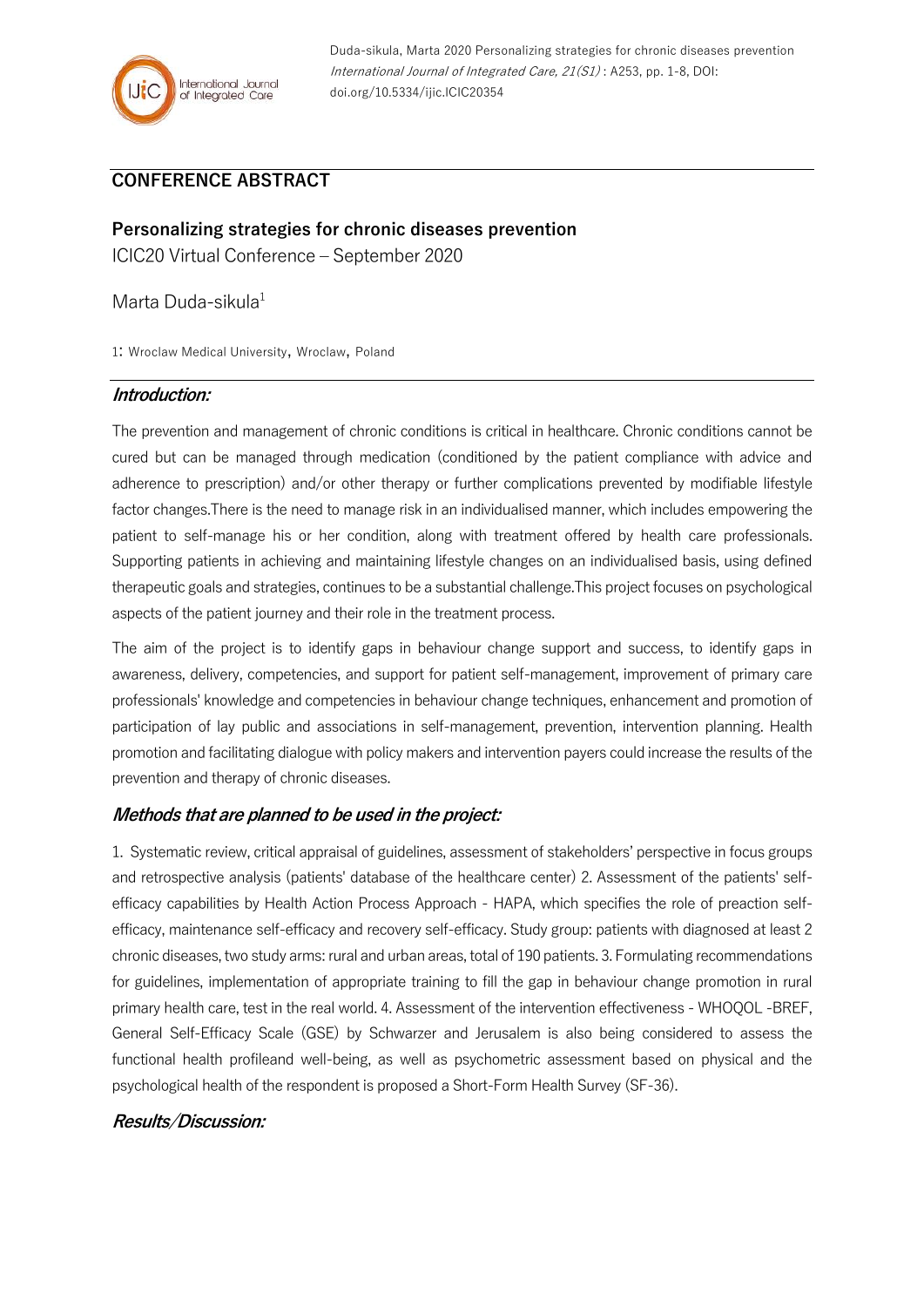Duda-sikula, Marta 2020 Personalizing strategies for chronic diseases prevention *International Journal of Integrated Care, 21(S1)* : A253, pp. 1-8, DOI: doi.org/10.5334/ijic.ICIC20354

## CONFERENCE ABSTRACT

# Personalizing strategies for chronic diseases prevention

ICIC20 Virtual Conference – September 2020

Marta Duda-sikula[1]

1: Wroclaw Medical University, Wroclaw, Poland

### *Introduction:*

The prevention and management of chronic conditions is critical in healthcare. Chronic conditions cannot be cured but can be managed through medication (conditioned by the patient compliance with advice and adherence to prescription) and/or other therapy or further complications prevented by modifiable lifestyle factor changes.There is the need to manage risk in an individualised manner, which includes empowering the patient to self-manage his or her condition, along with treatment offered by health care professionals. Supporting patients in achieving and maintaining lifestyle changes on an individualised basis, using defined therapeutic goals and strategies, continues to be a substantial challenge.This project focuses on psychological aspects of the patient journey and their role in the treatment process.

The aim of the project is to identify gaps in behaviour change support and success, to identify gaps in awareness, delivery, competencies, and support for patient self-management, improvement of primary care professionals' knowledge and competencies in behaviour change techniques, enhancement and promotion of participation of lay public and associations in self-management, prevention, intervention planning. Health promotion and facilitating dialogue with policy makers and intervention payers could increase the results of the prevention and therapy of chronic diseases.

### *Methods that are planned to be used in the project:*

1. Systematic review, critical appraisal of guidelines, assessment of stakeholders' perspective in focus groups and retrospective analysis (patients' database of the healthcare center) 2. Assessment of the patients' self-efficacy capabilities by Health Action Process Approach - HAPA, which specifies the role of preaction self-efficacy, maintenance self-efficacy and recovery self-efficacy. Study group: patients with diagnosed at least 2 chronic diseases, two study arms: rural and urban areas, total of 190 patients. 3. Formulating recommendations for guidelines, implementation of appropriate training to fill the gap in behaviour change promotion in rural primary health care, test in the real world. 4. Assessment of the intervention effectiveness - WHOQOL -BREF, General Self-Efficacy Scale (GSE) by Schwarzer and Jerusalem is also being considered to assess the functional health profileand well-being, as well as psychometric assessment based on physical and the psychological health of the respondent is proposed a Short-Form Health Survey (SF-36).

### *Results/Discussion:*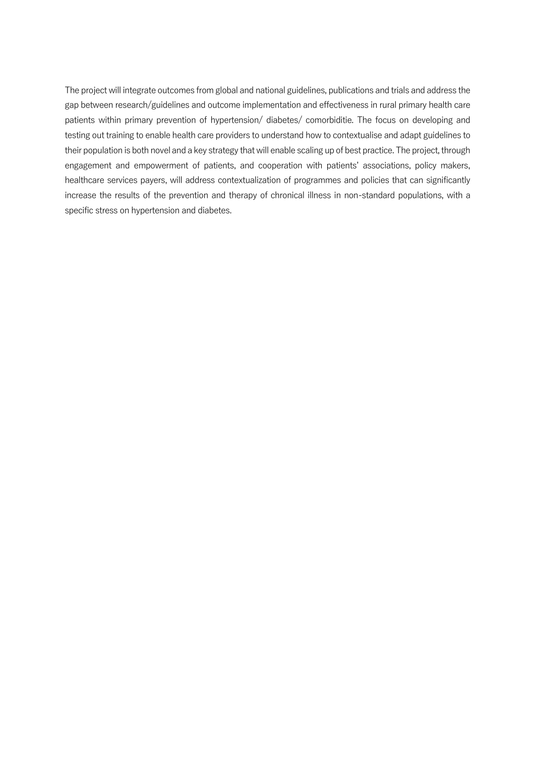The project will integrate outcomes from global and national guidelines, publications and trials and address the gap between research/guidelines and outcome implementation and effectiveness in rural primary health care patients within primary prevention of hypertension/ diabetes/ comorbiditie. The focus on developing and testing out training to enable health care providers to understand how to contextualise and adapt guidelines to their population is both novel and a key strategy that will enable scaling up of best practice. The project, through engagement and empowerment of patients, and cooperation with patients' associations, policy makers, healthcare services payers, will address contextualization of programmes and policies that can significantly increase the results of the prevention and therapy of chronical illness in non-standard populations, with a specific stress on hypertension and diabetes.